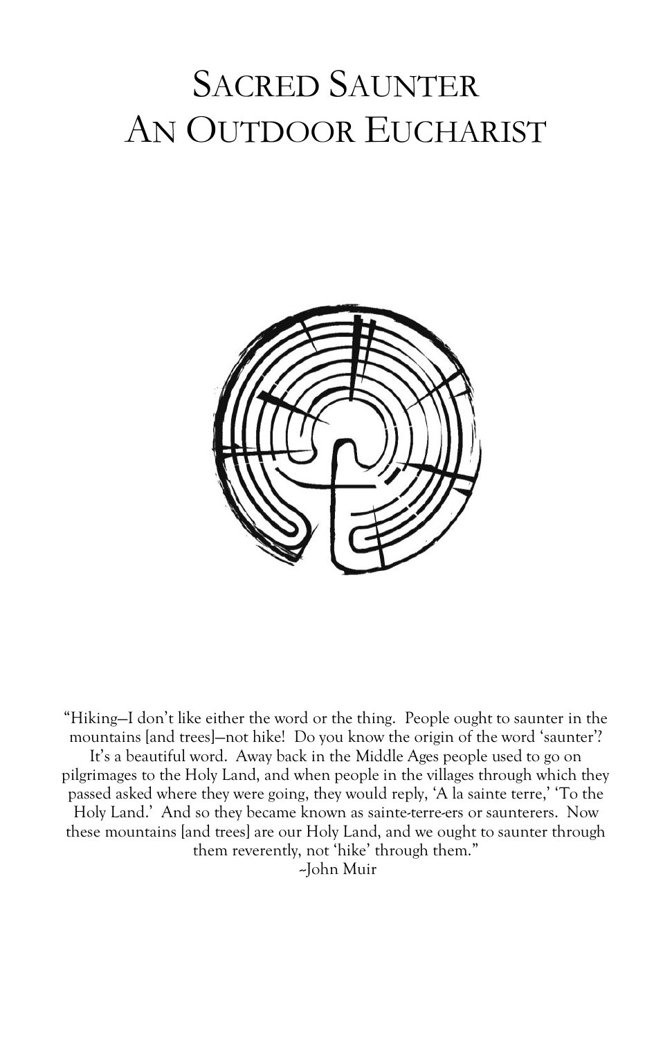# Sacred Saunter
# An Outdoor Eucharist

"Hiking—I don't like either the word or the thing. People ought to saunter in the mountains [and trees]—not hike! Do you know the origin of the word 'saunter'? It's a beautiful word. Away back in the Middle Ages people used to go on pilgrimages to the Holy Land, and when people in the villages through which they passed asked where they were going, they would reply, 'A la sainte terre,' 'To the Holy Land.' And so they became known as sainte-terre-ers or saunterers. Now these mountains [and trees] are our Holy Land, and we ought to saunter through them reverently, not 'hike' through them."

~John Muir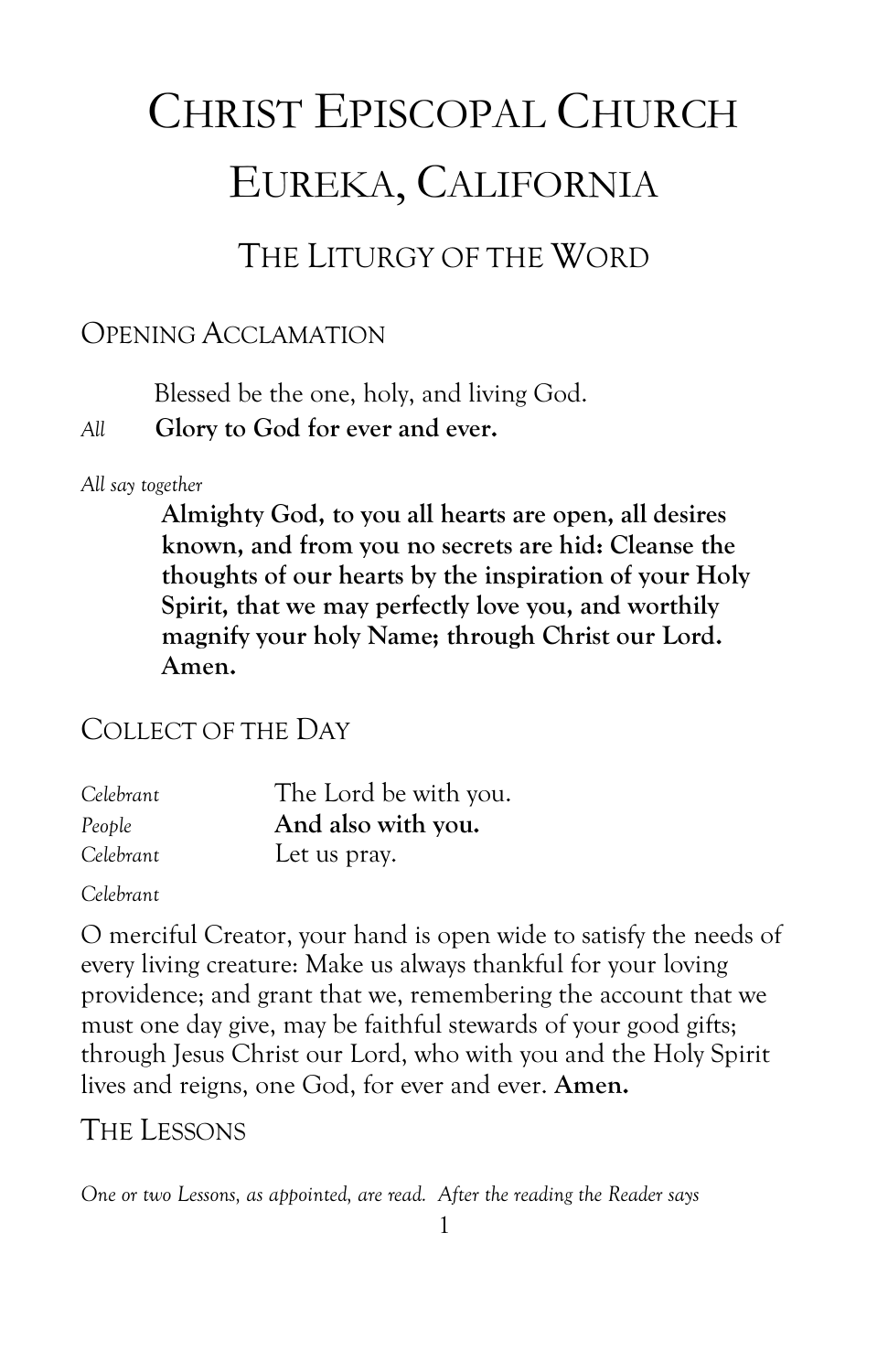# CHRIST EPISCOPAL CHURCH
# EUREKA, CALIFORNIA

## THE LITURGY OF THE WORD

### OPENING ACCLAMATION

Blessed be the one, holy, and living God.

*All* **Glory to God for ever and ever.**

*All say together*

**Almighty God, to you all hearts are open, all desires known, and from you no secrets are hid: Cleanse the thoughts of our hearts by the inspiration of your Holy Spirit, that we may perfectly love you, and worthily magnify your holy Name; through Christ our Lord. Amen.**

### COLLECT OF THE DAY

*Celebrant* The Lord be with you.
*People* **And also with you.**
*Celebrant* Let us pray.

*Celebrant*

O merciful Creator, your hand is open wide to satisfy the needs of every living creature: Make us always thankful for your loving providence; and grant that we, remembering the account that we must one day give, may be faithful stewards of your good gifts; through Jesus Christ our Lord, who with you and the Holy Spirit lives and reigns, one God, for ever and ever. **Amen.**

### THE LESSONS

*One or two Lessons, as appointed, are read. After the reading the Reader says*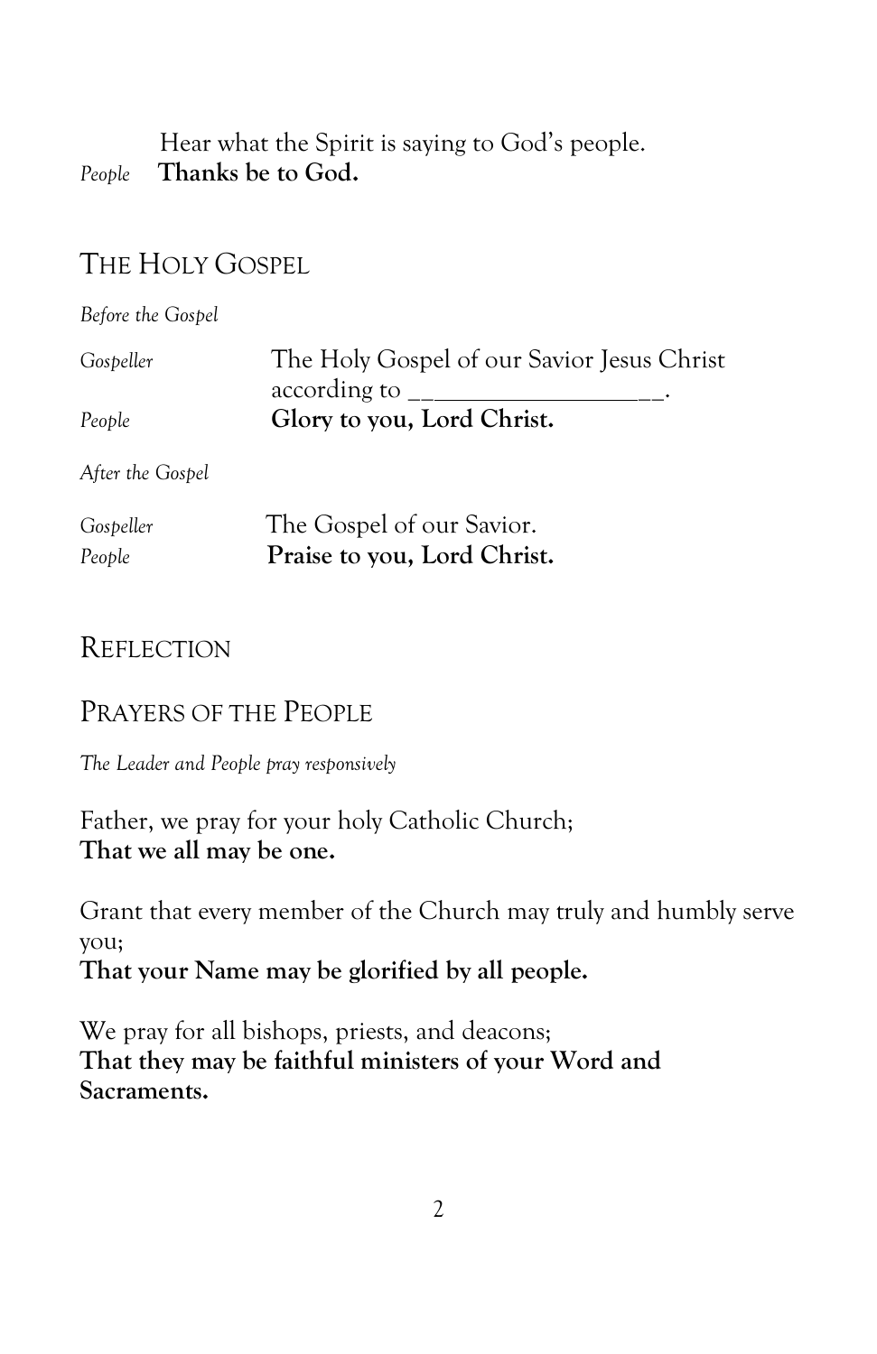Hear what the Spirit is saying to God's people.

*People* **Thanks be to God.**

## THE HOLY GOSPEL

*Before the Gospel*

*Gospeller* The Holy Gospel of our Savior Jesus Christ according to _____________________.

*People* **Glory to you, Lord Christ.**

*After the Gospel*

*Gospeller* The Gospel of our Savior.

*People* **Praise to you, Lord Christ.**

## REFLECTION

## PRAYERS OF THE PEOPLE

*The Leader and People pray responsively*

Father, we pray for your holy Catholic Church;
**That we all may be one.**

Grant that every member of the Church may truly and humbly serve you;
**That your Name may be glorified by all people.**

We pray for all bishops, priests, and deacons;
**That they may be faithful ministers of your Word and Sacraments.**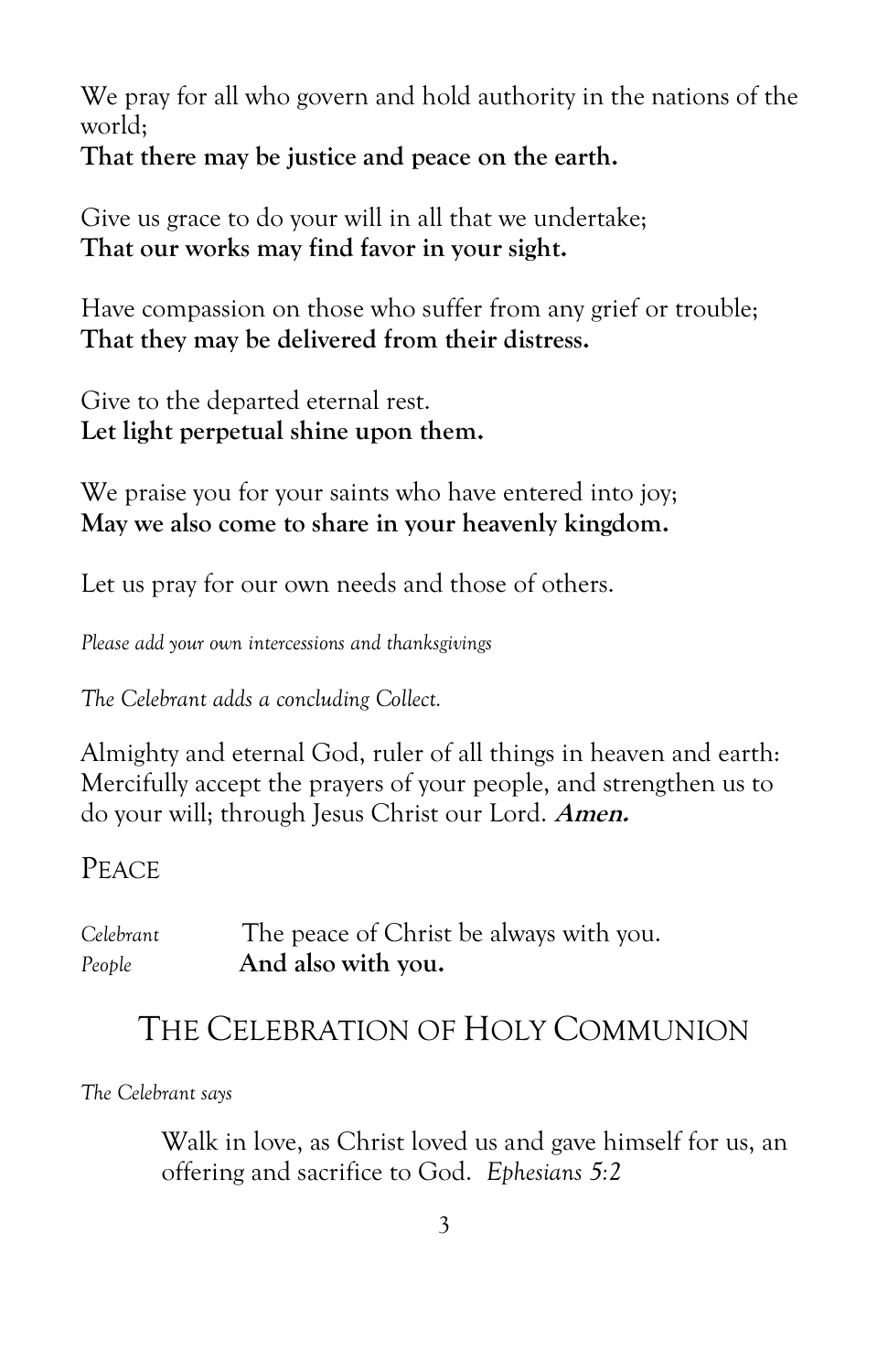We pray for all who govern and hold authority in the nations of the world;
**That there may be justice and peace on the earth.**

Give us grace to do your will in all that we undertake;
**That our works may find favor in your sight.**

Have compassion on those who suffer from any grief or trouble;
**That they may be delivered from their distress.**

Give to the departed eternal rest.
**Let light perpetual shine upon them.**

We praise you for your saints who have entered into joy;
**May we also come to share in your heavenly kingdom.**

Let us pray for our own needs and those of others.

*Please add your own intercessions and thanksgivings*

*The Celebrant adds a concluding Collect.*

Almighty and eternal God, ruler of all things in heaven and earth: Mercifully accept the prayers of your people, and strengthen us to do your will; through Jesus Christ our Lord. ***Amen.***

## Peace

*Celebrant* The peace of Christ be always with you.
*People* **And also with you.**

# The Celebration of Holy Communion

*The Celebrant says*

> Walk in love, as Christ loved us and gave himself for us, an offering and sacrifice to God. *Ephesians 5:2*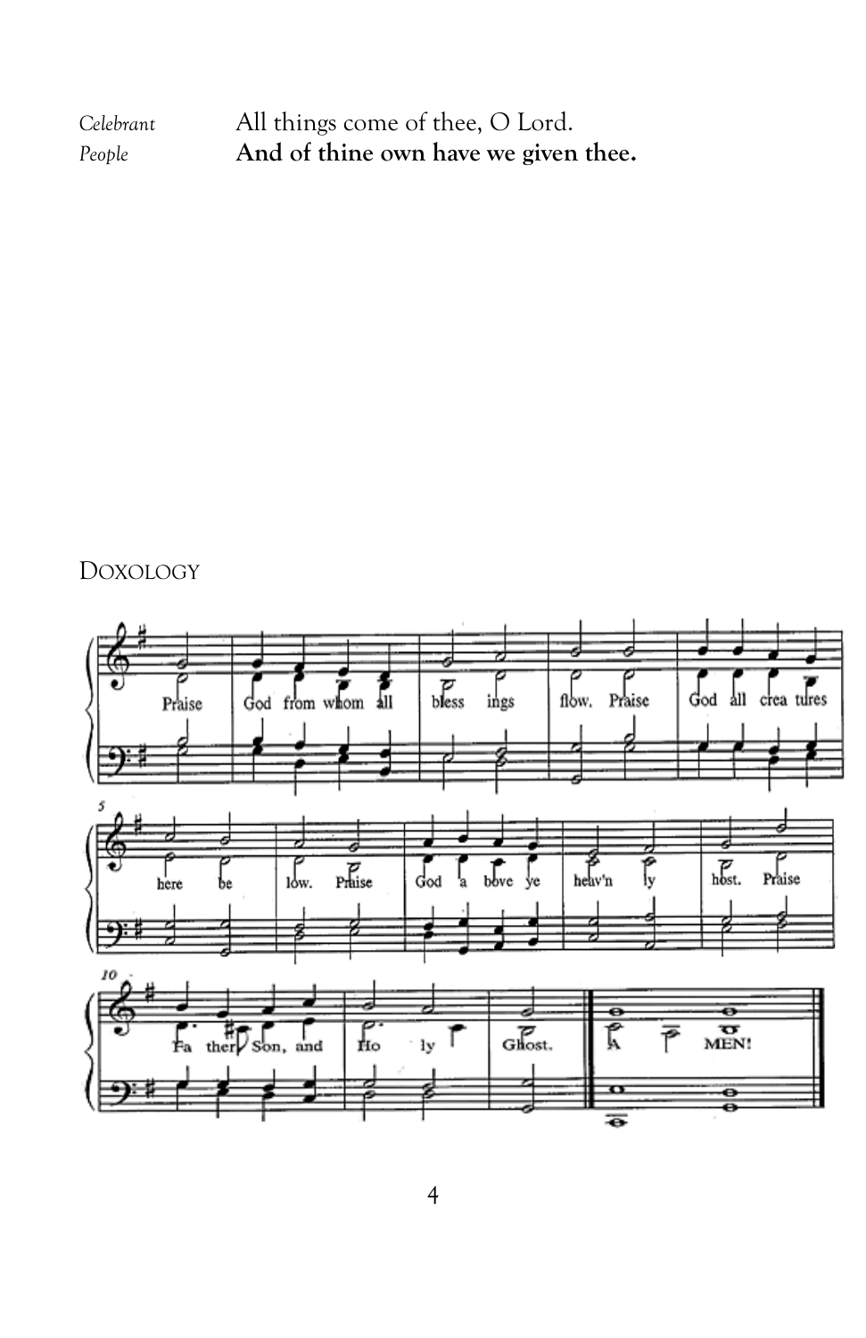*Celebrant* All things come of thee, O Lord.
*People* **And of thine own have we given thee.**

DOXOLOGY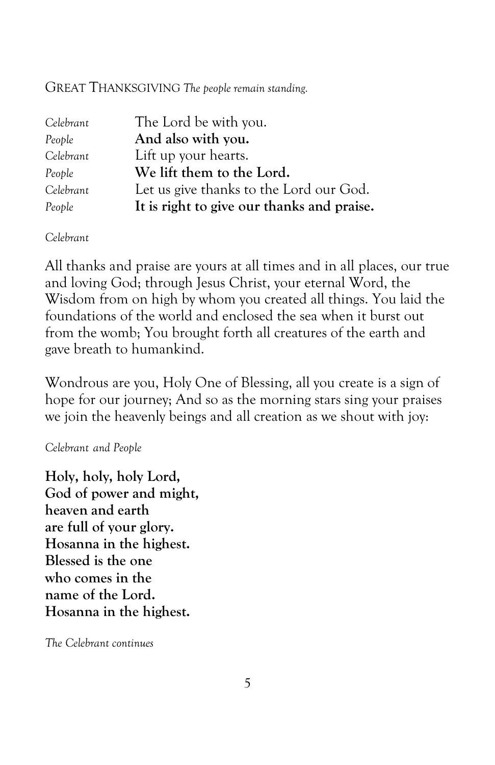GREAT THANKSGIVING *The people remain standing.*

| | |
|---|---|
| *Celebrant* | The Lord be with you. |
| *People* | **And also with you.** |
| *Celebrant* | Lift up your hearts. |
| *People* | **We lift them to the Lord.** |
| *Celebrant* | Let us give thanks to the Lord our God. |
| *People* | **It is right to give our thanks and praise.** |

*Celebrant*

All thanks and praise are yours at all times and in all places, our true and loving God; through Jesus Christ, your eternal Word, the Wisdom from on high by whom you created all things. You laid the foundations of the world and enclosed the sea when it burst out from the womb; You brought forth all creatures of the earth and gave breath to humankind.

Wondrous are you, Holy One of Blessing, all you create is a sign of hope for our journey; And so as the morning stars sing your praises we join the heavenly beings and all creation as we shout with joy:

*Celebrant and People*

**Holy, holy, holy Lord,**
**God of power and might,**
**heaven and earth**
**are full of your glory.**
**Hosanna in the highest.**
**Blessed is the one**
**who comes in the**
**name of the Lord.**
**Hosanna in the highest.**

*The Celebrant continues*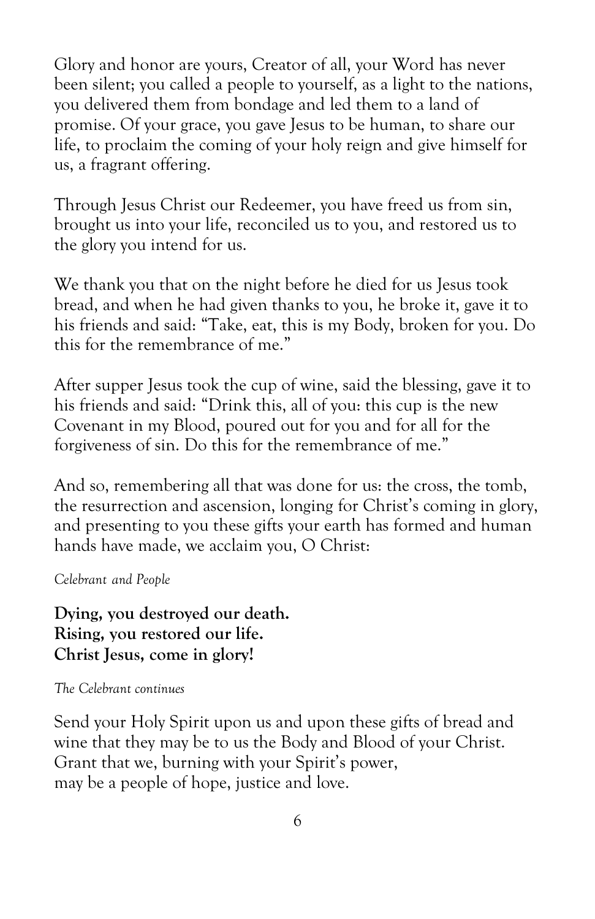Glory and honor are yours, Creator of all, your Word has never been silent; you called a people to yourself, as a light to the nations, you delivered them from bondage and led them to a land of promise. Of your grace, you gave Jesus to be human, to share our life, to proclaim the coming of your holy reign and give himself for us, a fragrant offering.

Through Jesus Christ our Redeemer, you have freed us from sin, brought us into your life, reconciled us to you, and restored us to the glory you intend for us.

We thank you that on the night before he died for us Jesus took bread, and when he had given thanks to you, he broke it, gave it to his friends and said: "Take, eat, this is my Body, broken for you. Do this for the remembrance of me."

After supper Jesus took the cup of wine, said the blessing, gave it to his friends and said: "Drink this, all of you: this cup is the new Covenant in my Blood, poured out for you and for all for the forgiveness of sin. Do this for the remembrance of me."

And so, remembering all that was done for us: the cross, the tomb, the resurrection and ascension, longing for Christ's coming in glory, and presenting to you these gifts your earth has formed and human hands have made, we acclaim you, O Christ:

*Celebrant and People*

**Dying, you destroyed our death.**
**Rising, you restored our life.**
**Christ Jesus, come in glory!**

*The Celebrant continues*

Send your Holy Spirit upon us and upon these gifts of bread and wine that they may be to us the Body and Blood of your Christ.
Grant that we, burning with your Spirit's power,
may be a people of hope, justice and love.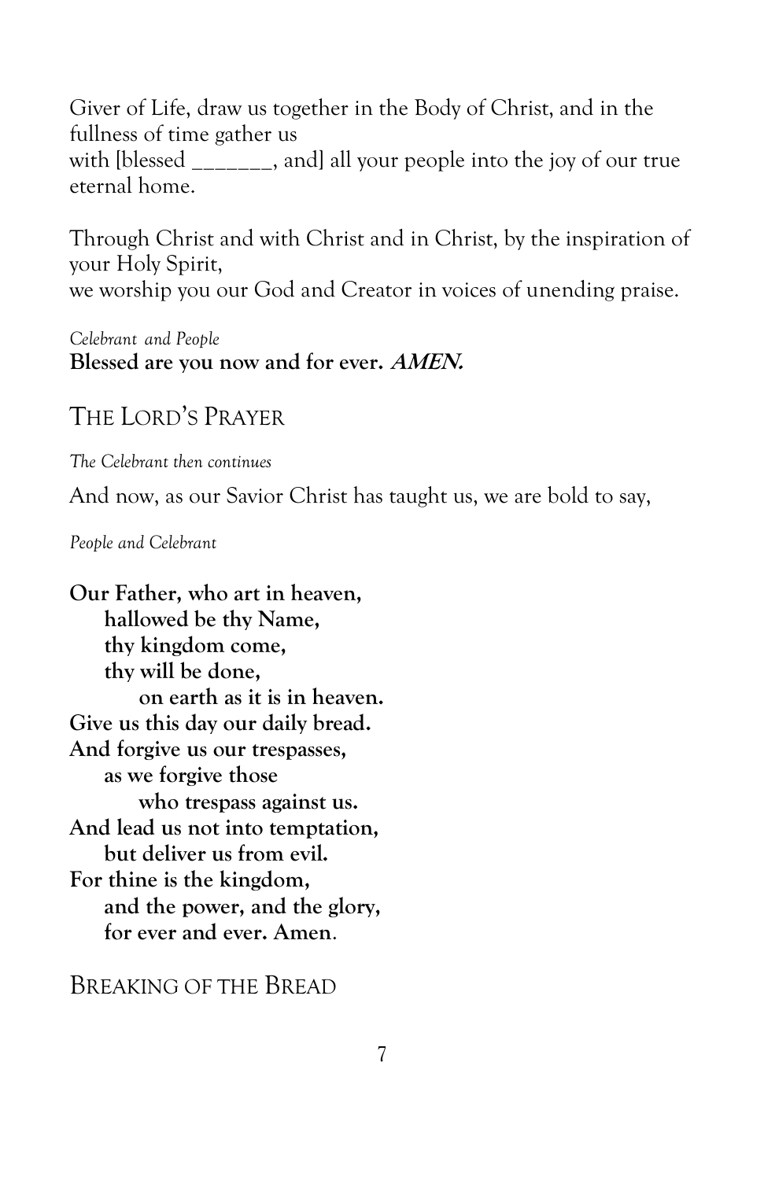Giver of Life, draw us together in the Body of Christ, and in the fullness of time gather us
with [blessed _______, and] all your people into the joy of our true eternal home.

Through Christ and with Christ and in Christ, by the inspiration of your Holy Spirit,
we worship you our God and Creator in voices of unending praise.

*Celebrant and People*
**Blessed are you now and for ever. *AMEN.***

## THE LORD'S PRAYER

*The Celebrant then continues*

And now, as our Savior Christ has taught us, we are bold to say,

*People and Celebrant*

**Our Father, who art in heaven,**
**hallowed be thy Name,**
**thy kingdom come,**
**thy will be done,**
**on earth as it is in heaven.**
**Give us this day our daily bread.**
**And forgive us our trespasses,**
**as we forgive those**
**who trespass against us.**
**And lead us not into temptation,**
**but deliver us from evil.**
**For thine is the kingdom,**
**and the power, and the glory,**
**for ever and ever. Amen**.

## BREAKING OF THE BREAD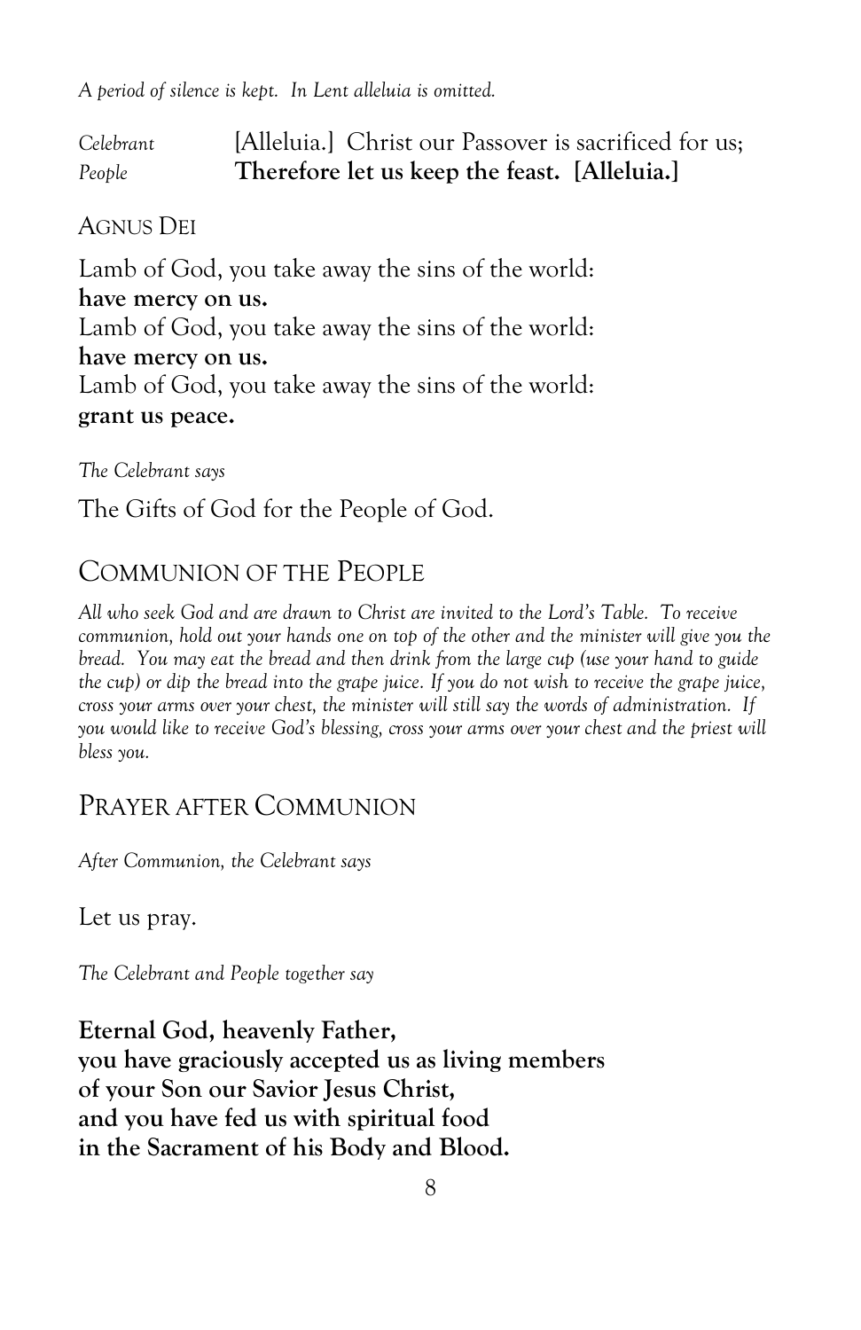*A period of silence is kept. In Lent alleluia is omitted.*

*Celebrant* [Alleluia.] Christ our Passover is sacrificed for us;
*People* **Therefore let us keep the feast. [Alleluia.]**

## AGNUS DEI

Lamb of God, you take away the sins of the world:
**have mercy on us.**
Lamb of God, you take away the sins of the world:
**have mercy on us.**
Lamb of God, you take away the sins of the world:
**grant us peace.**

*The Celebrant says*

The Gifts of God for the People of God.

## COMMUNION OF THE PEOPLE

*All who seek God and are drawn to Christ are invited to the Lord's Table. To receive communion, hold out your hands one on top of the other and the minister will give you the bread. You may eat the bread and then drink from the large cup (use your hand to guide the cup) or dip the bread into the grape juice. If you do not wish to receive the grape juice, cross your arms over your chest, the minister will still say the words of administration. If you would like to receive God's blessing, cross your arms over your chest and the priest will bless you.*

## PRAYER AFTER COMMUNION

*After Communion, the Celebrant says*

Let us pray.

*The Celebrant and People together say*

**Eternal God, heavenly Father,**
**you have graciously accepted us as living members**
**of your Son our Savior Jesus Christ,**
**and you have fed us with spiritual food**
**in the Sacrament of his Body and Blood.**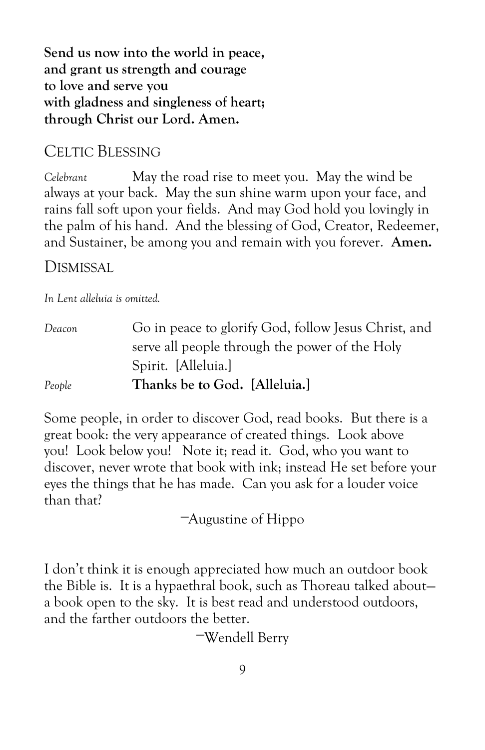**Send us now into the world in peace,**
**and grant us strength and courage**
**to love and serve you**
**with gladness and singleness of heart;**
**through Christ our Lord. Amen.**

## CELTIC BLESSING

*Celebrant* May the road rise to meet you. May the wind be always at your back. May the sun shine warm upon your face, and rains fall soft upon your fields. And may God hold you lovingly in the palm of his hand. And the blessing of God, Creator, Redeemer, and Sustainer, be among you and remain with you forever. **Amen.**

## DISMISSAL

*In Lent alleluia is omitted.*

*Deacon* Go in peace to glorify God, follow Jesus Christ, and serve all people through the power of the Holy Spirit. [Alleluia.]

*People* **Thanks be to God. [Alleluia.]**

Some people, in order to discover God, read books. But there is a great book: the very appearance of created things. Look above you! Look below you! Note it; read it. God, who you want to discover, never wrote that book with ink; instead He set before your eyes the things that he has made. Can you ask for a louder voice than that?

—Augustine of Hippo

I don't think it is enough appreciated how much an outdoor book the Bible is. It is a hypaethral book, such as Thoreau talked about—a book open to the sky. It is best read and understood outdoors, and the farther outdoors the better.

—Wendell Berry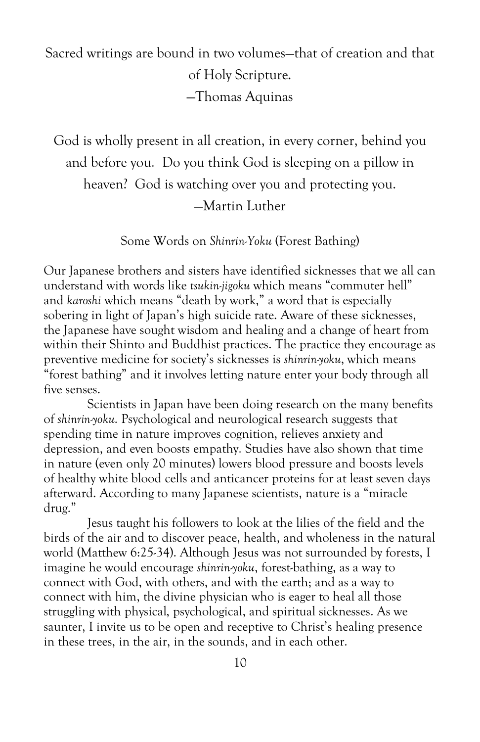Sacred writings are bound in two volumes—that of creation and that of Holy Scripture.
—Thomas Aquinas

God is wholly present in all creation, in every corner, behind you and before you. Do you think God is sleeping on a pillow in heaven? God is watching over you and protecting you.
—Martin Luther

## Some Words on *Shinrin-Yoku* (Forest Bathing)

Our Japanese brothers and sisters have identified sicknesses that we all can understand with words like *tsukin-jigoku* which means "commuter hell" and *karoshi* which means "death by work," a word that is especially sobering in light of Japan's high suicide rate. Aware of these sicknesses, the Japanese have sought wisdom and healing and a change of heart from within their Shinto and Buddhist practices. The practice they encourage as preventive medicine for society's sicknesses is *shinrin-yoku*, which means "forest bathing" and it involves letting nature enter your body through all five senses.

Scientists in Japan have been doing research on the many benefits of *shinrin-yoku*. Psychological and neurological research suggests that spending time in nature improves cognition, relieves anxiety and depression, and even boosts empathy. Studies have also shown that time in nature (even only 20 minutes) lowers blood pressure and boosts levels of healthy white blood cells and anticancer proteins for at least seven days afterward. According to many Japanese scientists, nature is a "miracle drug."

Jesus taught his followers to look at the lilies of the field and the birds of the air and to discover peace, health, and wholeness in the natural world (Matthew 6:25-34). Although Jesus was not surrounded by forests, I imagine he would encourage *shinrin-yoku*, forest-bathing, as a way to connect with God, with others, and with the earth; and as a way to connect with him, the divine physician who is eager to heal all those struggling with physical, psychological, and spiritual sicknesses. As we saunter, I invite us to be open and receptive to Christ's healing presence in these trees, in the air, in the sounds, and in each other.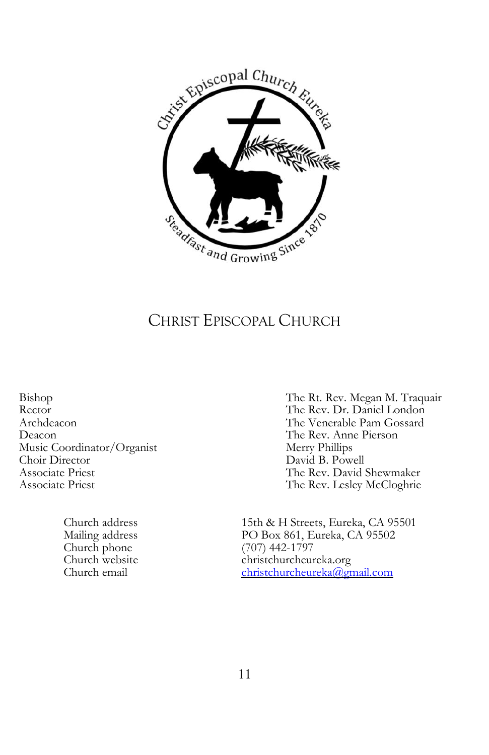# Christ Episcopal Church

| | |
|---|---|
| Bishop | The Rt. Rev. Megan M. Traquair |
| Rector | The Rev. Dr. Daniel London |
| Archdeacon | The Venerable Pam Gossard |
| Deacon | The Rev. Anne Pierson |
| Music Coordinator/Organist | Merry Phillips |
| Choir Director | David B. Powell |
| Associate Priest | The Rev. David Shewmaker |
| Associate Priest | The Rev. Lesley McCloghrie |

| | |
|---|---|
| Church address | 15th & H Streets, Eureka, CA 95501 |
| Mailing address | PO Box 861, Eureka, CA 95502 |
| Church phone | (707) 442-1797 |
| Church website | christchurcheureka.org |
| Church email | christchurcheureka@gmail.com |